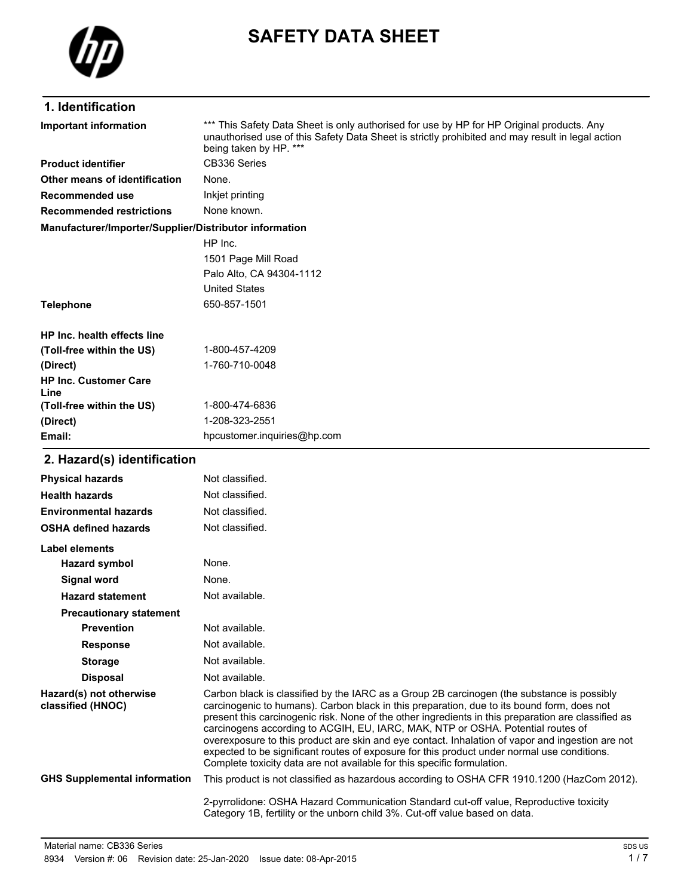# SAFETY DATA SHEET

## 1. Identification

**Important information** *** This Safety Data Sheet is only authorised for use by HP for HP Original products. Any unauthorised use of this Safety Data Sheet is strictly prohibited and may result in legal action being taken by HP. ***

**Product identifier** CB336 Series

**Other means of identification** None.

**Recommended use** Inkjet printing

**Recommended restrictions** None known.

**Manufacturer/Importer/Supplier/Distributor information**

HP Inc.
1501 Page Mill Road
Palo Alto, CA 94304-1112
United States

**Telephone** 650-857-1501

**HP Inc. health effects line**
**(Toll-free within the US)** 1-800-457-4209
**(Direct)** 1-760-710-0048

**HP Inc. Customer Care Line**
**(Toll-free within the US)** 1-800-474-6836
**(Direct)** 1-208-323-2551

**Email:** hpcustomer.inquiries@hp.com

## 2. Hazard(s) identification

**Physical hazards** Not classified.

**Health hazards** Not classified.

**Environmental hazards** Not classified.

**OSHA defined hazards** Not classified.

**Label elements**

- **Hazard symbol** None.
- **Signal word** None.
- **Hazard statement** Not available.
- **Precautionary statement**
  - **Prevention** Not available.
  - **Response** Not available.
  - **Storage** Not available.
  - **Disposal** Not available.

**Hazard(s) not otherwise classified (HNOC)** Carbon black is classified by the IARC as a Group 2B carcinogen (the substance is possibly carcinogenic to humans). Carbon black in this preparation, due to its bound form, does not present this carcinogenic risk. None of the other ingredients in this preparation are classified as carcinogens according to ACGIH, EU, IARC, MAK, NTP or OSHA. Potential routes of overexposure to this product are skin and eye contact. Inhalation of vapor and ingestion are not expected to be significant routes of exposure for this product under normal use conditions. Complete toxicity data are not available for this specific formulation.

**GHS Supplemental information** This product is not classified as hazardous according to OSHA CFR 1910.1200 (HazCom 2012).

2-pyrrolidone: OSHA Hazard Communication Standard cut-off value, Reproductive toxicity Category 1B, fertility or the unborn child 3%. Cut-off value based on data.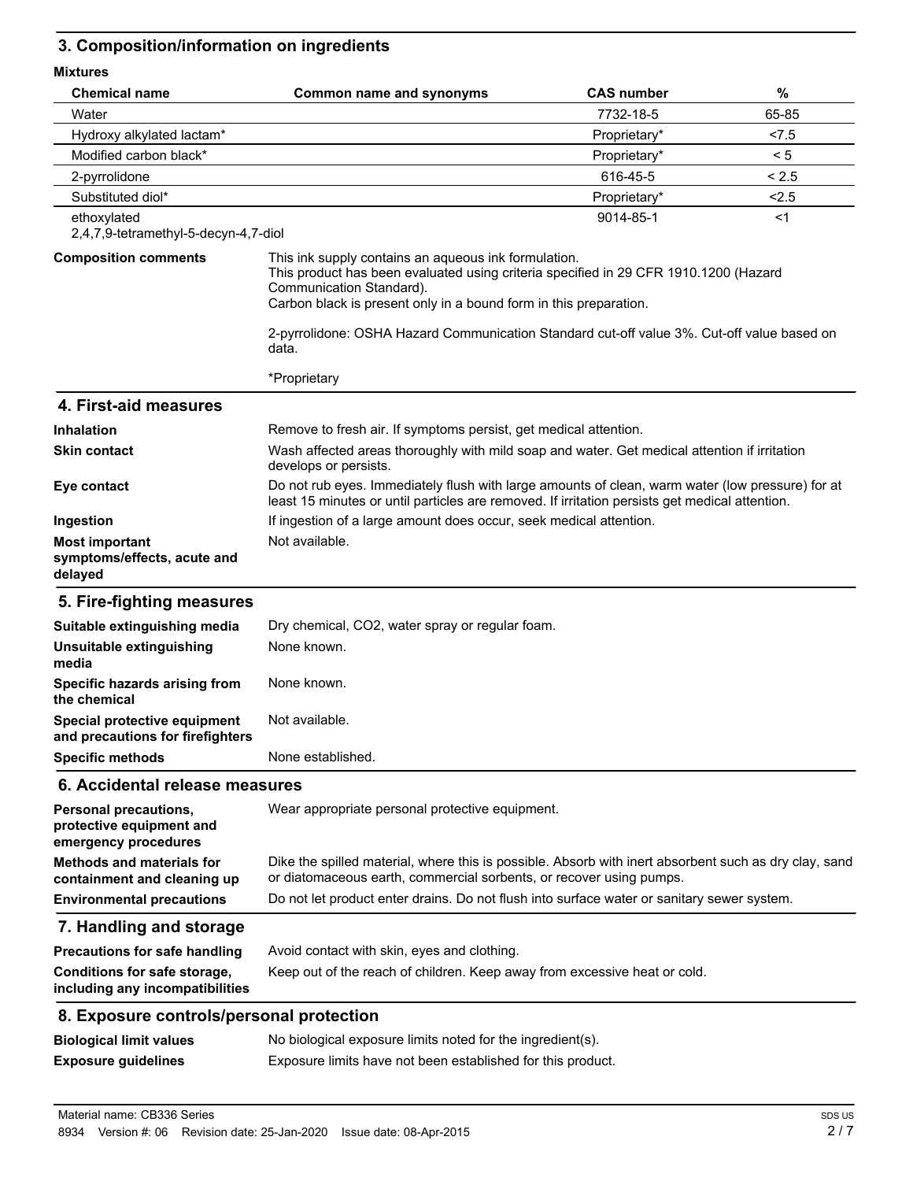## 3. Composition/information on ingredients

**Mixtures**

| Chemical name | Common name and synonyms | CAS number | % |
|---|---|---|---|
| Water | | 7732-18-5 | 65-85 |
| Hydroxy alkylated lactam* | | Proprietary* | <7.5 |
| Modified carbon black* | | Proprietary* | < 5 |
| 2-pyrrolidone | | 616-45-5 | < 2.5 |
| Substituted diol* | | Proprietary* | <2.5 |
| ethoxylated 2,4,7,9-tetramethyl-5-decyn-4,7-diol | | 9014-85-1 | <1 |

**Composition comments**

This ink supply contains an aqueous ink formulation.
This product has been evaluated using criteria specified in 29 CFR 1910.1200 (Hazard Communication Standard).
Carbon black is present only in a bound form in this preparation.

2-pyrrolidone: OSHA Hazard Communication Standard cut-off value 3%. Cut-off value based on data.

*Proprietary

## 4. First-aid measures

**Inhalation**
Remove to fresh air. If symptoms persist, get medical attention.

**Skin contact**
Wash affected areas thoroughly with mild soap and water. Get medical attention if irritation develops or persists.

**Eye contact**
Do not rub eyes. Immediately flush with large amounts of clean, warm water (low pressure) for at least 15 minutes or until particles are removed. If irritation persists get medical attention.

**Ingestion**
If ingestion of a large amount does occur, seek medical attention.

**Most important symptoms/effects, acute and delayed**
Not available.

## 5. Fire-fighting measures

**Suitable extinguishing media**
Dry chemical, CO2, water spray or regular foam.

**Unsuitable extinguishing media**
None known.

**Specific hazards arising from the chemical**
None known.

**Special protective equipment and precautions for firefighters**
Not available.

**Specific methods**
None established.

## 6. Accidental release measures

**Personal precautions, protective equipment and emergency procedures**
Wear appropriate personal protective equipment.

**Methods and materials for containment and cleaning up**
Dike the spilled material, where this is possible. Absorb with inert absorbent such as dry clay, sand or diatomaceous earth, commercial sorbents, or recover using pumps.

**Environmental precautions**
Do not let product enter drains. Do not flush into surface water or sanitary sewer system.

## 7. Handling and storage

**Precautions for safe handling**
Avoid contact with skin, eyes and clothing.

**Conditions for safe storage, including any incompatibilities**
Keep out of the reach of children. Keep away from excessive heat or cold.

## 8. Exposure controls/personal protection

**Biological limit values**
No biological exposure limits noted for the ingredient(s).

**Exposure guidelines**
Exposure limits have not been established for this product.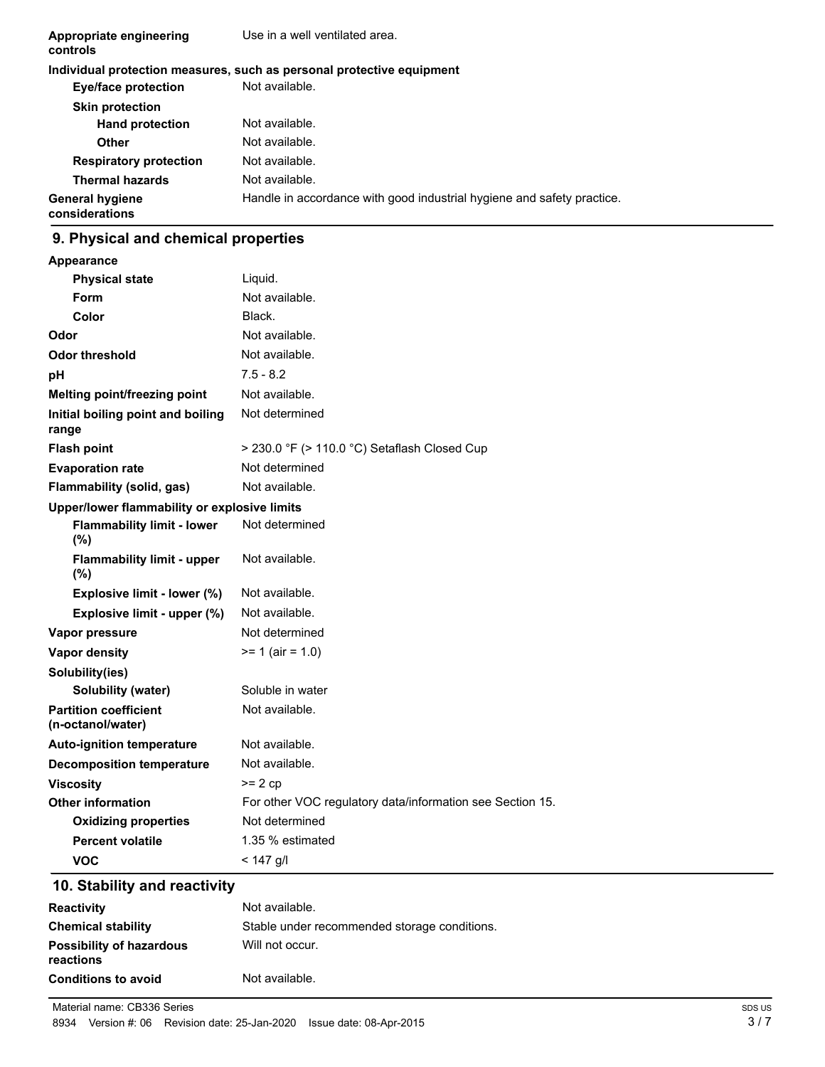| | |
|---|---|
| **Appropriate engineering controls** | Use in a well ventilated area. |
| **Individual protection measures, such as personal protective equipment** | |
| **Eye/face protection** | Not available. |
| **Skin protection** | |
| **Hand protection** | Not available. |
| **Other** | Not available. |
| **Respiratory protection** | Not available. |
| **Thermal hazards** | Not available. |
| **General hygiene considerations** | Handle in accordance with good industrial hygiene and safety practice. |

## 9. Physical and chemical properties

| | |
|---|---|
| **Appearance** | |
| **Physical state** | Liquid. |
| **Form** | Not available. |
| **Color** | Black. |
| **Odor** | Not available. |
| **Odor threshold** | Not available. |
| **pH** | 7.5 - 8.2 |
| **Melting point/freezing point** | Not available. |
| **Initial boiling point and boiling range** | Not determined |
| **Flash point** | > 230.0 °F (> 110.0 °C) Setaflash Closed Cup |
| **Evaporation rate** | Not determined |
| **Flammability (solid, gas)** | Not available. |
| **Upper/lower flammability or explosive limits** | |
| **Flammability limit - lower (%)** | Not determined |
| **Flammability limit - upper (%)** | Not available. |
| **Explosive limit - lower (%)** | Not available. |
| **Explosive limit - upper (%)** | Not available. |
| **Vapor pressure** | Not determined |
| **Vapor density** | >= 1 (air = 1.0) |
| **Solubility(ies)** | |
| **Solubility (water)** | Soluble in water |
| **Partition coefficient (n-octanol/water)** | Not available. |
| **Auto-ignition temperature** | Not available. |
| **Decomposition temperature** | Not available. |
| **Viscosity** | >= 2 cp |
| **Other information** | For other VOC regulatory data/information see Section 15. |
| **Oxidizing properties** | Not determined |
| **Percent volatile** | 1.35 % estimated |
| **VOC** | < 147 g/l |

## 10. Stability and reactivity

| | |
|---|---|
| **Reactivity** | Not available. |
| **Chemical stability** | Stable under recommended storage conditions. |
| **Possibility of hazardous reactions** | Will not occur. |
| **Conditions to avoid** | Not available. |

Material name: CB336 Series

8934 Version #: 06 Revision date: 25-Jan-2020 Issue date: 08-Apr-2015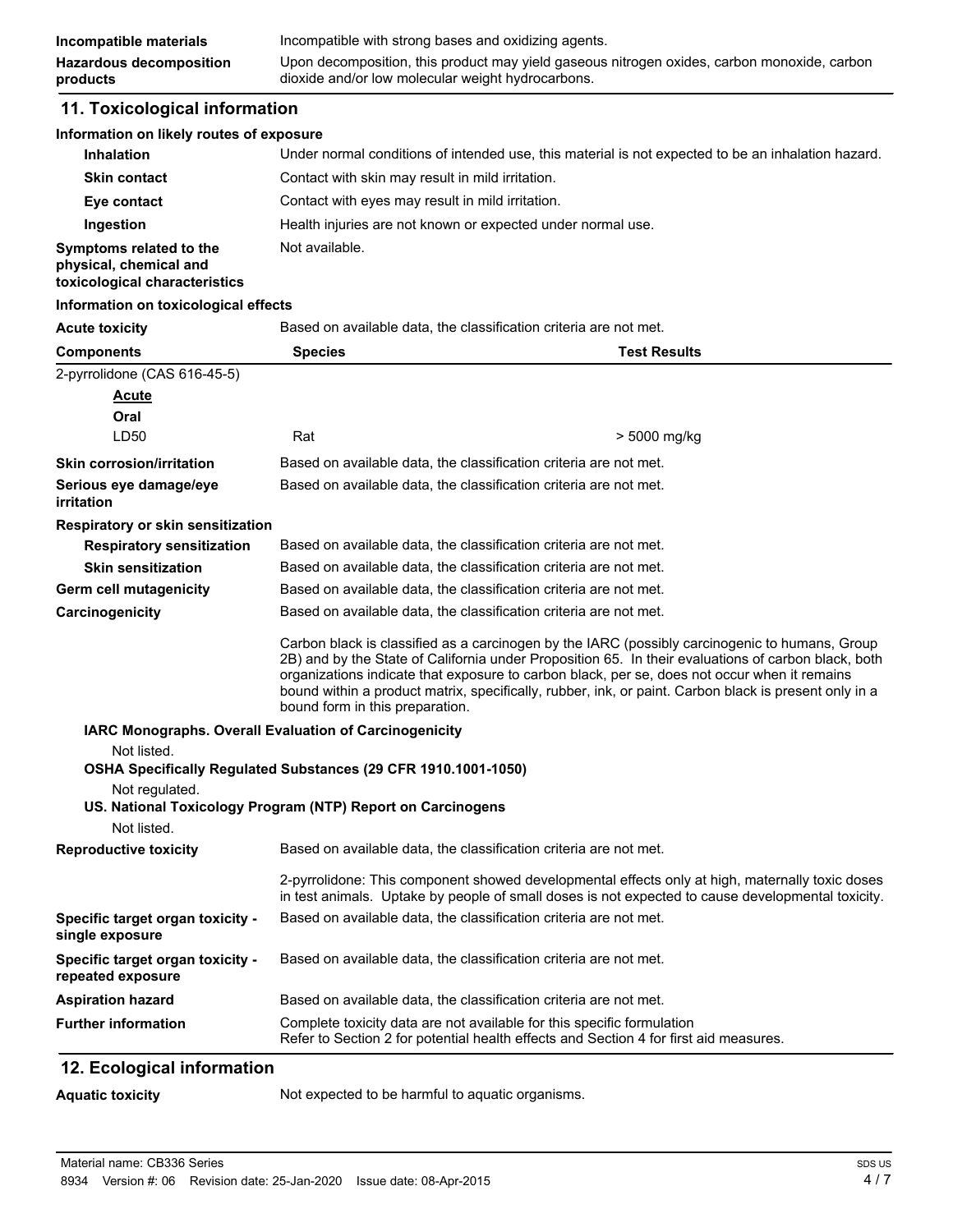**Incompatible materials** Incompatible with strong bases and oxidizing agents.

**Hazardous decomposition products** Upon decomposition, this product may yield gaseous nitrogen oxides, carbon monoxide, carbon dioxide and/or low molecular weight hydrocarbons.

## 11. Toxicological information

**Information on likely routes of exposure**

**Inhalation** Under normal conditions of intended use, this material is not expected to be an inhalation hazard.

**Skin contact** Contact with skin may result in mild irritation.

**Eye contact** Contact with eyes may result in mild irritation.

**Ingestion** Health injuries are not known or expected under normal use.

**Symptoms related to the physical, chemical and toxicological characteristics** Not available.

**Information on toxicological effects**

**Acute toxicity** Based on available data, the classification criteria are not met.

| Components | Species | Test Results |
|---|---|---|
| 2-pyrrolidone (CAS 616-45-5) | | |
| **Acute** | | |
| **Oral** | | |
| LD50 | Rat | > 5000 mg/kg |

**Skin corrosion/irritation** Based on available data, the classification criteria are not met.

**Serious eye damage/eye irritation** Based on available data, the classification criteria are not met.

**Respiratory or skin sensitization**

**Respiratory sensitization** Based on available data, the classification criteria are not met.

**Skin sensitization** Based on available data, the classification criteria are not met.

**Germ cell mutagenicity** Based on available data, the classification criteria are not met.

**Carcinogenicity** Based on available data, the classification criteria are not met.

Carbon black is classified as a carcinogen by the IARC (possibly carcinogenic to humans, Group 2B) and by the State of California under Proposition 65. In their evaluations of carbon black, both organizations indicate that exposure to carbon black, per se, does not occur when it remains bound within a product matrix, specifically, rubber, ink, or paint. Carbon black is present only in a bound form in this preparation.

**IARC Monographs. Overall Evaluation of Carcinogenicity**

Not listed.

**OSHA Specifically Regulated Substances (29 CFR 1910.1001-1050)**

Not regulated.

**US. National Toxicology Program (NTP) Report on Carcinogens**

Not listed.

**Reproductive toxicity** Based on available data, the classification criteria are not met.

2-pyrrolidone: This component showed developmental effects only at high, maternally toxic doses in test animals. Uptake by people of small doses is not expected to cause developmental toxicity.

**Specific target organ toxicity - single exposure** Based on available data, the classification criteria are not met.

**Specific target organ toxicity - repeated exposure** Based on available data, the classification criteria are not met.

**Aspiration hazard** Based on available data, the classification criteria are not met.

**Further information** Complete toxicity data are not available for this specific formulation
Refer to Section 2 for potential health effects and Section 4 for first aid measures.

## 12. Ecological information

**Aquatic toxicity** Not expected to be harmful to aquatic organisms.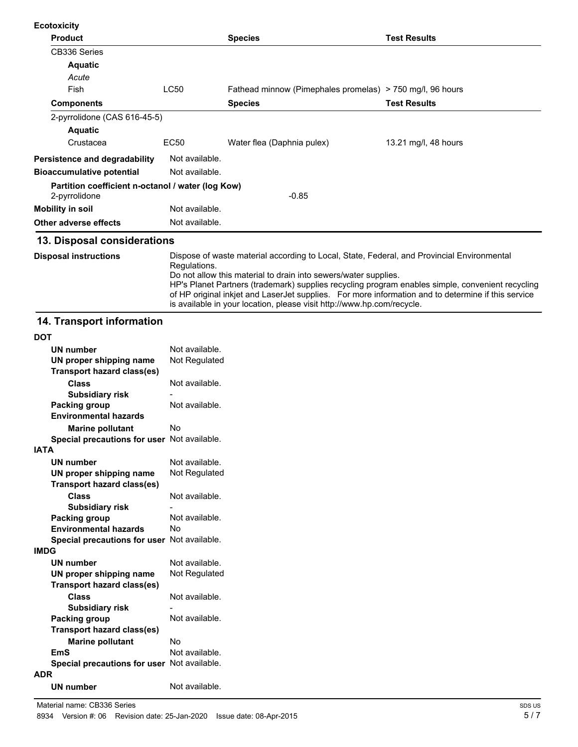**Ecotoxicity**

| Product | | Species | Test Results |
|---|---|---|---|
| CB336 Series | | | |
| **Aquatic** | | | |
| *Acute* | | | |
| Fish | LC50 | Fathead minnow (Pimephales promelas) | > 750 mg/l, 96 hours |
| **Components** | | **Species** | **Test Results** |
| 2-pyrrolidone (CAS 616-45-5) | | | |
| **Aquatic** | | | |
| Crustacea | EC50 | Water flea (Daphnia pulex) | 13.21 mg/l, 48 hours |

**Persistence and degradability** Not available.

**Bioaccumulative potential** Not available.

**Partition coefficient n-octanol / water (log Kow)**
2-pyrrolidone -0.85

**Mobility in soil** Not available.

**Other adverse effects** Not available.

## 13. Disposal considerations

**Disposal instructions** Dispose of waste material according to Local, State, Federal, and Provincial Environmental Regulations.
Do not allow this material to drain into sewers/water supplies.
HP's Planet Partners (trademark) supplies recycling program enables simple, convenient recycling of HP original inkjet and LaserJet supplies. For more information and to determine if this service is available in your location, please visit http://www.hp.com/recycle.

## 14. Transport information

**DOT**

- **UN number** Not available.
- **UN proper shipping name** Not Regulated
- **Transport hazard class(es)**
  - **Class** Not available.
  - **Subsidiary risk** -
- **Packing group** Not available.
- **Environmental hazards**
  - **Marine pollutant** No
- **Special precautions for user** Not available.

**IATA**

- **UN number** Not available.
- **UN proper shipping name** Not Regulated
- **Transport hazard class(es)**
  - **Class** Not available.
  - **Subsidiary risk** -
- **Packing group** Not available.
- **Environmental hazards** No
- **Special precautions for user** Not available.

**IMDG**

- **UN number** Not available.
- **UN proper shipping name** Not Regulated
- **Transport hazard class(es)**
  - **Class** Not available.
  - **Subsidiary risk** -
- **Packing group** Not available.
- **Transport hazard class(es)**
  - **Marine pollutant** No
- **EmS** Not available.
- **Special precautions for user** Not available.

**ADR**

- **UN number** Not available.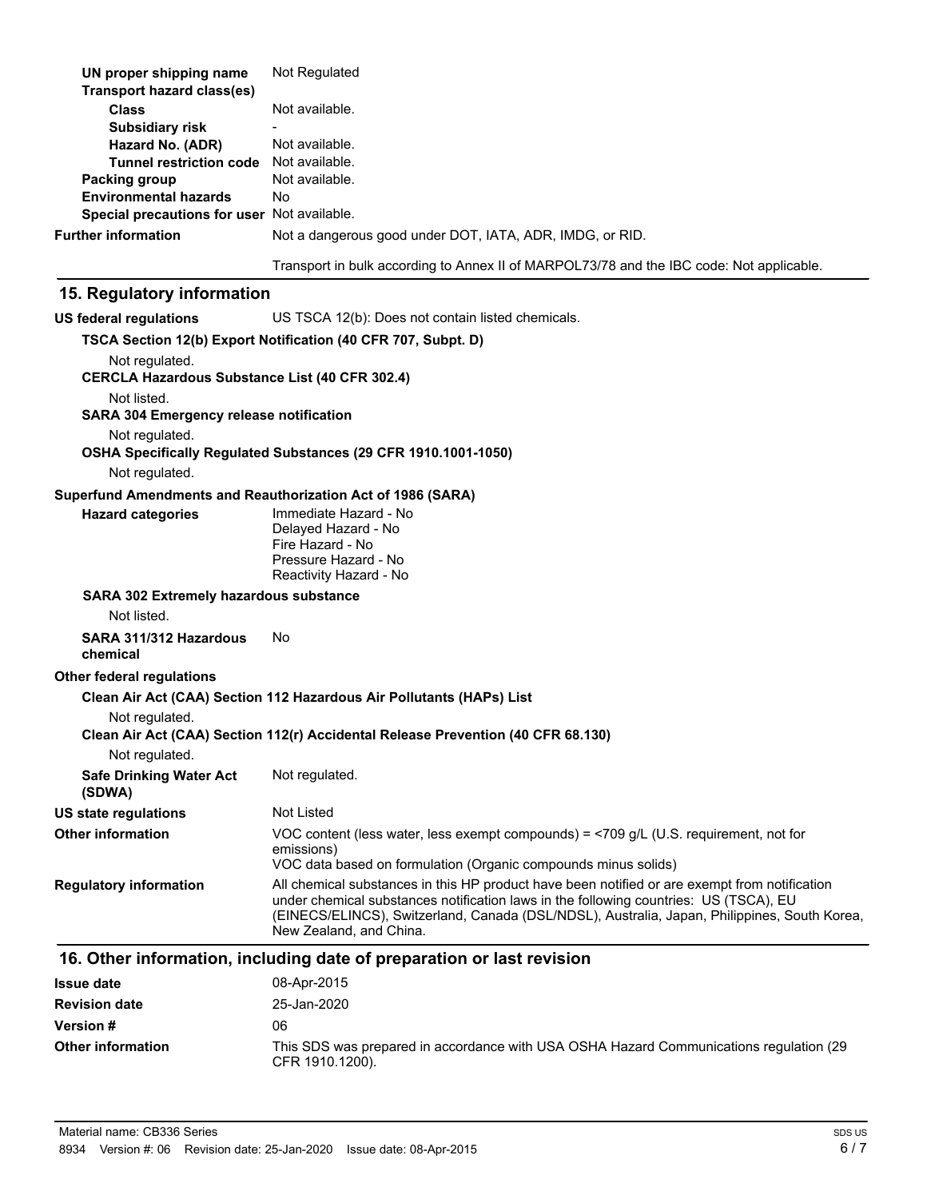| | |
|---|---|
| **UN proper shipping name** | Not Regulated |
| **Transport hazard class(es)** | |
| **Class** | Not available. |
| **Subsidiary risk** | - |
| **Hazard No. (ADR)** | Not available. |
| **Tunnel restriction code** | Not available. |
| **Packing group** | Not available. |
| **Environmental hazards** | No |
| **Special precautions for user** | Not available. |

**Further information** Not a dangerous good under DOT, IATA, ADR, IMDG, or RID.

Transport in bulk according to Annex II of MARPOL73/78 and the IBC code: Not applicable.

## 15. Regulatory information

**US federal regulations** US TSCA 12(b): Does not contain listed chemicals.

**TSCA Section 12(b) Export Notification (40 CFR 707, Subpt. D)**

Not regulated.

**CERCLA Hazardous Substance List (40 CFR 302.4)**

Not listed.

**SARA 304 Emergency release notification**

Not regulated.

**OSHA Specifically Regulated Substances (29 CFR 1910.1001-1050)**

Not regulated.

**Superfund Amendments and Reauthorization Act of 1986 (SARA)**

**Hazard categories**
Immediate Hazard - No
Delayed Hazard - No
Fire Hazard - No
Pressure Hazard - No
Reactivity Hazard - No

**SARA 302 Extremely hazardous substance**

Not listed.

**SARA 311/312 Hazardous chemical** No

**Other federal regulations**

**Clean Air Act (CAA) Section 112 Hazardous Air Pollutants (HAPs) List**

Not regulated.

**Clean Air Act (CAA) Section 112(r) Accidental Release Prevention (40 CFR 68.130)**

Not regulated.

**Safe Drinking Water Act (SDWA)** Not regulated.

**US state regulations** Not Listed

**Other information** VOC content (less water, less exempt compounds) = <709 g/L (U.S. requirement, not for emissions)
VOC data based on formulation (Organic compounds minus solids)

**Regulatory information** All chemical substances in this HP product have been notified or are exempt from notification under chemical substances notification laws in the following countries: US (TSCA), EU (EINECS/ELINCS), Switzerland, Canada (DSL/NDSL), Australia, Japan, Philippines, South Korea, New Zealand, and China.

## 16. Other information, including date of preparation or last revision

| | |
|---|---|
| **Issue date** | 08-Apr-2015 |
| **Revision date** | 25-Jan-2020 |
| **Version #** | 06 |
| **Other information** | This SDS was prepared in accordance with USA OSHA Hazard Communications regulation (29 CFR 1910.1200). |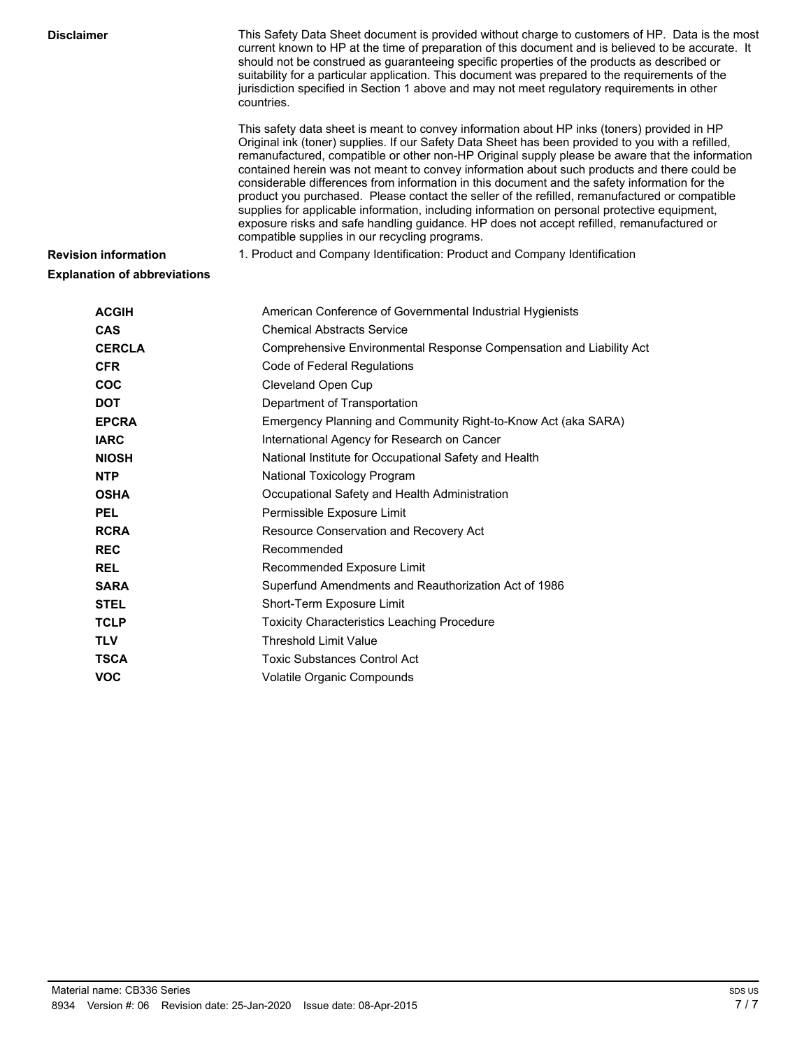**Disclaimer**

This Safety Data Sheet document is provided without charge to customers of HP. Data is the most current known to HP at the time of preparation of this document and is believed to be accurate. It should not be construed as guaranteeing specific properties of the products as described or suitability for a particular application. This document was prepared to the requirements of the jurisdiction specified in Section 1 above and may not meet regulatory requirements in other countries.

This safety data sheet is meant to convey information about HP inks (toners) provided in HP Original ink (toner) supplies. If our Safety Data Sheet has been provided to you with a refilled, remanufactured, compatible or other non-HP Original supply please be aware that the information contained herein was not meant to convey information about such products and there could be considerable differences from information in this document and the safety information for the product you purchased. Please contact the seller of the refilled, remanufactured or compatible supplies for applicable information, including information on personal protective equipment, exposure risks and safe handling guidance. HP does not accept refilled, remanufactured or compatible supplies in our recycling programs.

**Revision information**

1. Product and Company Identification: Product and Company Identification

**Explanation of abbreviations**

| | |
|---|---|
| **ACGIH** | American Conference of Governmental Industrial Hygienists |
| **CAS** | Chemical Abstracts Service |
| **CERCLA** | Comprehensive Environmental Response Compensation and Liability Act |
| **CFR** | Code of Federal Regulations |
| **COC** | Cleveland Open Cup |
| **DOT** | Department of Transportation |
| **EPCRA** | Emergency Planning and Community Right-to-Know Act (aka SARA) |
| **IARC** | International Agency for Research on Cancer |
| **NIOSH** | National Institute for Occupational Safety and Health |
| **NTP** | National Toxicology Program |
| **OSHA** | Occupational Safety and Health Administration |
| **PEL** | Permissible Exposure Limit |
| **RCRA** | Resource Conservation and Recovery Act |
| **REC** | Recommended |
| **REL** | Recommended Exposure Limit |
| **SARA** | Superfund Amendments and Reauthorization Act of 1986 |
| **STEL** | Short-Term Exposure Limit |
| **TCLP** | Toxicity Characteristics Leaching Procedure |
| **TLV** | Threshold Limit Value |
| **TSCA** | Toxic Substances Control Act |
| **VOC** | Volatile Organic Compounds |